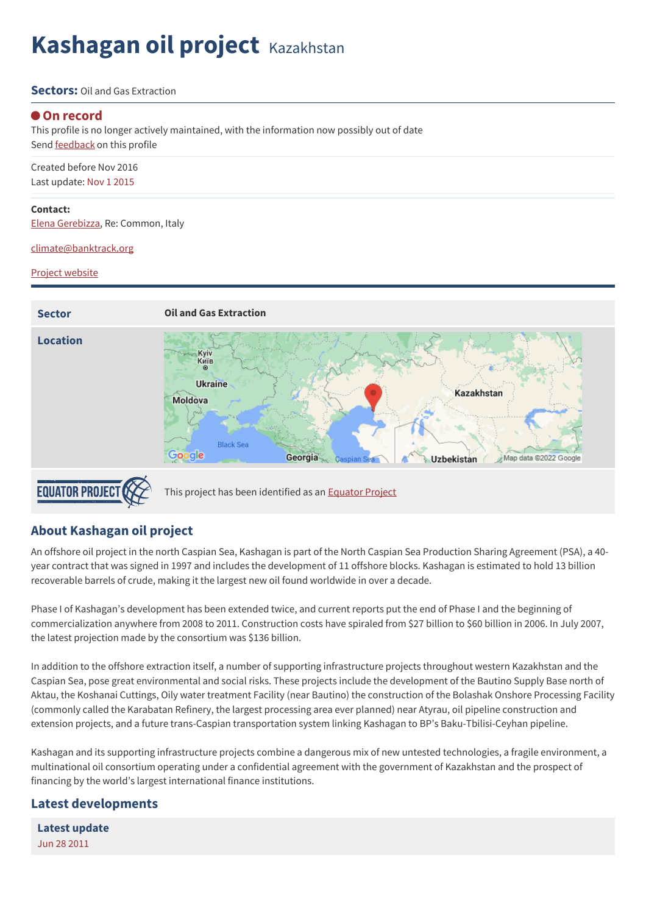# Kashagan oil project Kazakhstan

**Sectors:** Oil and Gas Extraction

**On record**

This profile is no longer actively maintained, with the information now possibly out of date

Send feedback on this profile

Created before Nov 2016

Last update: Nov 1 2015

**Contact:**

Elena Gerebizza, Re: Common, Italy

climate@banktrack.org

Project website

| Sector | Oil and Gas Extraction |
| --- | --- |
| Location | |

This project has been identified as an Equator Project

## About Kashagan oil project

An offshore oil project in the north Caspian Sea, Kashagan is part of the North Caspian Sea Production Sharing Agreement (PSA), a 40-year contract that was signed in 1997 and includes the development of 11 offshore blocks. Kashagan is estimated to hold 13 billion recoverable barrels of crude, making it the largest new oil found worldwide in over a decade.

Phase I of Kashagan's development has been extended twice, and current reports put the end of Phase I and the beginning of commercialization anywhere from 2008 to 2011. Construction costs have spiraled from $27 billion to $60 billion in 2006. In July 2007, the latest projection made by the consortium was $136 billion.

In addition to the offshore extraction itself, a number of supporting infrastructure projects throughout western Kazakhstan and the Caspian Sea, pose great environmental and social risks. These projects include the development of the Bautino Supply Base north of Aktau, the Koshanai Cuttings, Oily water treatment Facility (near Bautino) the construction of the Bolashak Onshore Processing Facility (commonly called the Karabatan Refinery, the largest processing area ever planned) near Atyrau, oil pipeline construction and extension projects, and a future trans-Caspian transportation system linking Kashagan to BP's Baku-Tbilisi-Ceyhan pipeline.

Kashagan and its supporting infrastructure projects combine a dangerous mix of new untested technologies, a fragile environment, a multinational oil consortium operating under a confidential agreement with the government of Kazakhstan and the prospect of financing by the world's largest international finance institutions.

## Latest developments

**Latest update**

Jun 28 2011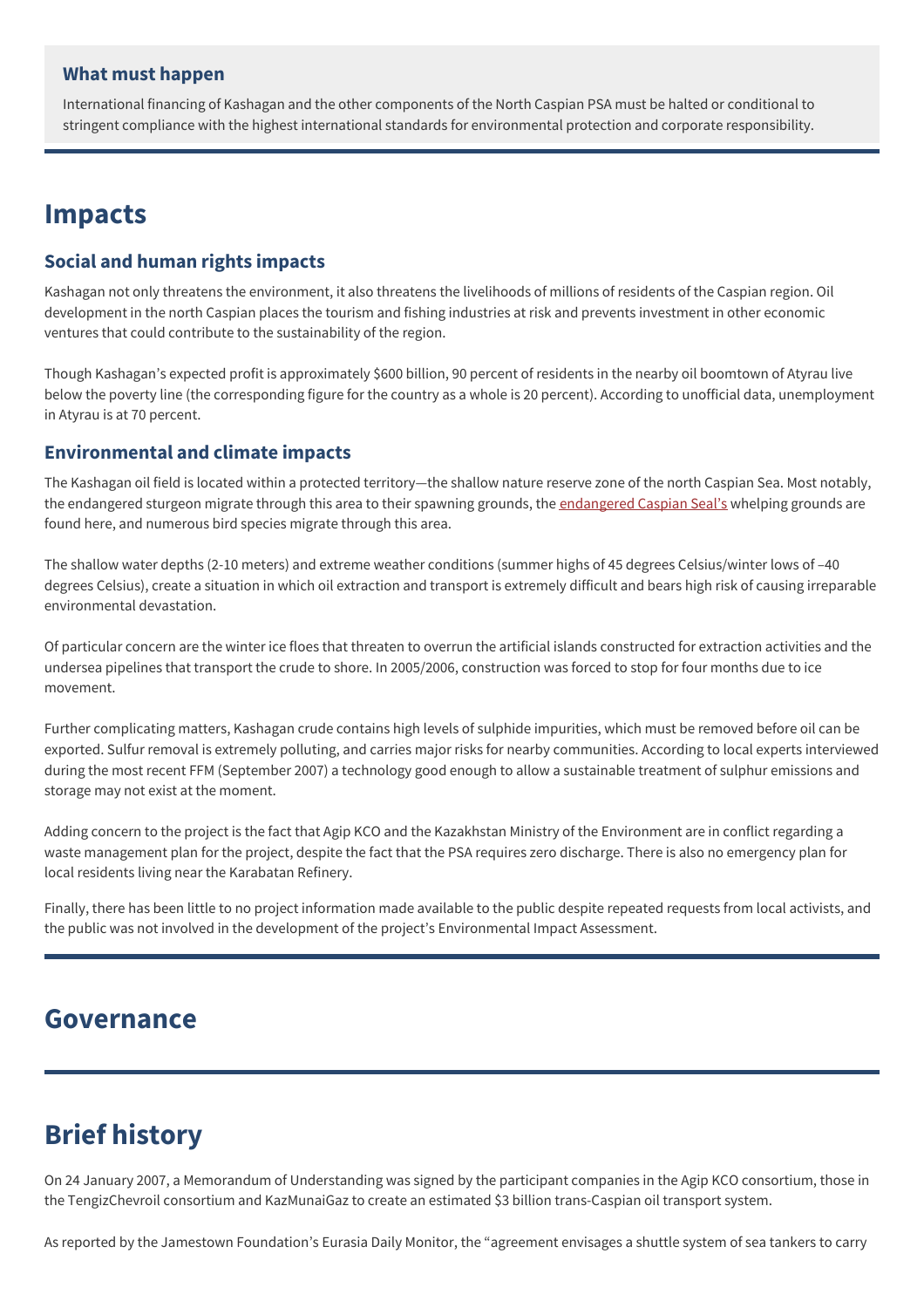### What must happen

International financing of Kashagan and the other components of the North Caspian PSA must be halted or conditional to stringent compliance with the highest international standards for environmental protection and corporate responsibility.

## Impacts

### Social and human rights impacts

Kashagan not only threatens the environment, it also threatens the livelihoods of millions of residents of the Caspian region. Oil development in the north Caspian places the tourism and fishing industries at risk and prevents investment in other economic ventures that could contribute to the sustainability of the region.

Though Kashagan's expected profit is approximately $600 billion, 90 percent of residents in the nearby oil boomtown of Atyrau live below the poverty line (the corresponding figure for the country as a whole is 20 percent). According to unofficial data, unemployment in Atyrau is at 70 percent.

### Environmental and climate impacts

The Kashagan oil field is located within a protected territory—the shallow nature reserve zone of the north Caspian Sea. Most notably, the endangered sturgeon migrate through this area to their spawning grounds, the endangered Caspian Seal's whelping grounds are found here, and numerous bird species migrate through this area.

The shallow water depths (2-10 meters) and extreme weather conditions (summer highs of 45 degrees Celsius/winter lows of –40 degrees Celsius), create a situation in which oil extraction and transport is extremely difficult and bears high risk of causing irreparable environmental devastation.

Of particular concern are the winter ice floes that threaten to overrun the artificial islands constructed for extraction activities and the undersea pipelines that transport the crude to shore. In 2005/2006, construction was forced to stop for four months due to ice movement.

Further complicating matters, Kashagan crude contains high levels of sulphide impurities, which must be removed before oil can be exported. Sulfur removal is extremely polluting, and carries major risks for nearby communities. According to local experts interviewed during the most recent FFM (September 2007) a technology good enough to allow a sustainable treatment of sulphur emissions and storage may not exist at the moment.

Adding concern to the project is the fact that Agip KCO and the Kazakhstan Ministry of the Environment are in conflict regarding a waste management plan for the project, despite the fact that the PSA requires zero discharge. There is also no emergency plan for local residents living near the Karabatan Refinery.

Finally, there has been little to no project information made available to the public despite repeated requests from local activists, and the public was not involved in the development of the project's Environmental Impact Assessment.

## Governance

## Brief history

On 24 January 2007, a Memorandum of Understanding was signed by the participant companies in the Agip KCO consortium, those in the TengizChevroil consortium and KazMunaiGaz to create an estimated $3 billion trans-Caspian oil transport system.

As reported by the Jamestown Foundation's Eurasia Daily Monitor, the "agreement envisages a shuttle system of sea tankers to carry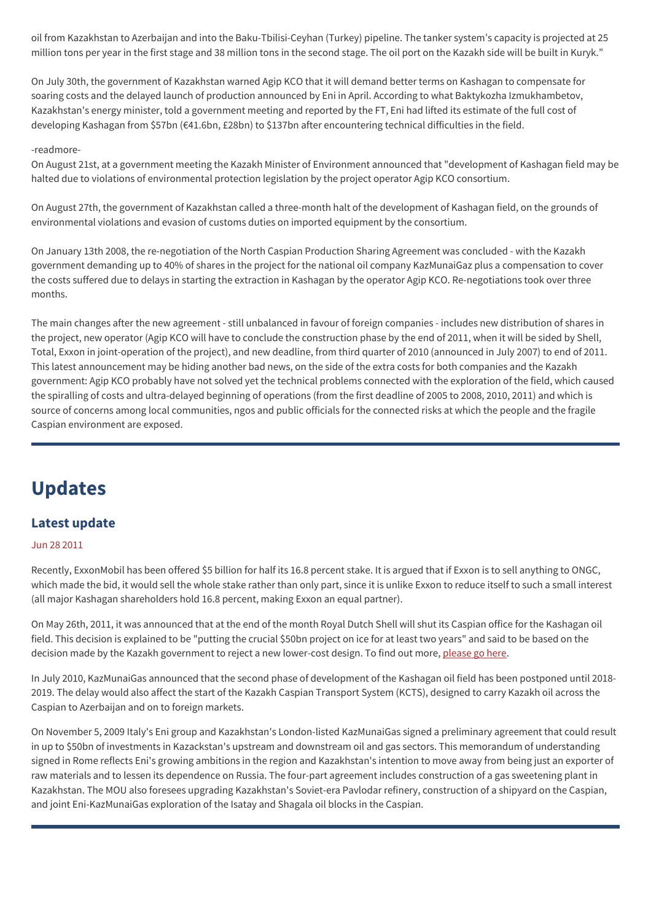oil from Kazakhstan to Azerbaijan and into the Baku-Tbilisi-Ceyhan (Turkey) pipeline. The tanker system's capacity is projected at 25 million tons per year in the first stage and 38 million tons in the second stage. The oil port on the Kazakh side will be built in Kuryk."

On July 30th, the government of Kazakhstan warned Agip KCO that it will demand better terms on Kashagan to compensate for soaring costs and the delayed launch of production announced by Eni in April. According to what Baktykozha Izmukhambetov, Kazakhstan's energy minister, told a government meeting and reported by the FT, Eni had lifted its estimate of the full cost of developing Kashagan from $57bn (€41.6bn, £28bn) to $137bn after encountering technical difficulties in the field.

-readmore-

On August 21st, at a government meeting the Kazakh Minister of Environment announced that "development of Kashagan field may be halted due to violations of environmental protection legislation by the project operator Agip KCO consortium.

On August 27th, the government of Kazakhstan called a three-month halt of the development of Kashagan field, on the grounds of environmental violations and evasion of customs duties on imported equipment by the consortium.

On January 13th 2008, the re-negotiation of the North Caspian Production Sharing Agreement was concluded - with the Kazakh government demanding up to 40% of shares in the project for the national oil company KazMunaiGaz plus a compensation to cover the costs suffered due to delays in starting the extraction in Kashagan by the operator Agip KCO. Re-negotiations took over three months.

The main changes after the new agreement - still unbalanced in favour of foreign companies - includes new distribution of shares in the project, new operator (Agip KCO will have to conclude the construction phase by the end of 2011, when it will be sided by Shell, Total, Exxon in joint-operation of the project), and new deadline, from third quarter of 2010 (announced in July 2007) to end of 2011. This latest announcement may be hiding another bad news, on the side of the extra costs for both companies and the Kazakh government: Agip KCO probably have not solved yet the technical problems connected with the exploration of the field, which caused the spiralling of costs and ultra-delayed beginning of operations (from the first deadline of 2005 to 2008, 2010, 2011) and which is source of concerns among local communities, ngos and public officials for the connected risks at which the people and the fragile Caspian environment are exposed.

# Updates

## Latest update

Jun 28 2011

Recently, ExxonMobil has been offered $5 billion for half its 16.8 percent stake. It is argued that if Exxon is to sell anything to ONGC, which made the bid, it would sell the whole stake rather than only part, since it is unlike Exxon to reduce itself to such a small interest (all major Kashagan shareholders hold 16.8 percent, making Exxon an equal partner).

On May 26th, 2011, it was announced that at the end of the month Royal Dutch Shell will shut its Caspian office for the Kashagan oil field. This decision is explained to be "putting the crucial $50bn project on ice for at least two years" and said to be based on the decision made by the Kazakh government to reject a new lower-cost design. To find out more, please go here.

In July 2010, KazMunaiGas announced that the second phase of development of the Kashagan oil field has been postponed until 2018-2019. The delay would also affect the start of the Kazakh Caspian Transport System (KCTS), designed to carry Kazakh oil across the Caspian to Azerbaijan and on to foreign markets.

On November 5, 2009 Italy's Eni group and Kazakhstan's London-listed KazMunaiGas signed a preliminary agreement that could result in up to $50bn of investments in Kazackstan's upstream and downstream oil and gas sectors. This memorandum of understanding signed in Rome reflects Eni's growing ambitions in the region and Kazakhstan's intention to move away from being just an exporter of raw materials and to lessen its dependence on Russia. The four-part agreement includes construction of a gas sweetening plant in Kazakhstan. The MOU also foresees upgrading Kazakhstan's Soviet-era Pavlodar refinery, construction of a shipyard on the Caspian, and joint Eni-KazMunaiGas exploration of the Isatay and Shagala oil blocks in the Caspian.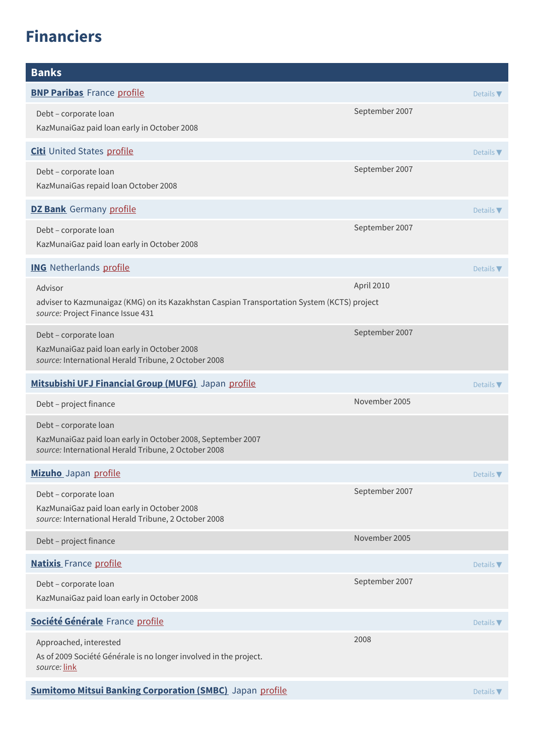# Financiers

## Banks

**BNP Paribas** France profile — Details ▼

| | |
|---|---|
| Debt – corporate loan<br>KazMunaiGaz paid loan early in October 2008 | September 2007 |

**Citi** United States profile — Details ▼

| | |
|---|---|
| Debt – corporate loan<br>KazMunaiGas repaid loan October 2008 | September 2007 |

**DZ Bank** Germany profile — Details ▼

| | |
|---|---|
| Debt – corporate loan<br>KazMunaiGaz paid loan early in October 2008 | September 2007 |

**ING** Netherlands profile — Details ▼

| | |
|---|---|
| Advisor<br>adviser to Kazmunaigaz (KMG) on its Kazakhstan Caspian Transportation System (KCTS) project<br>*source:* Project Finance Issue 431 | April 2010 |
| Debt – corporate loan<br>KazMunaiGaz paid loan early in October 2008<br>*source:* International Herald Tribune, 2 October 2008 | September 2007 |

**Mitsubishi UFJ Financial Group (MUFG)** Japan profile — Details ▼

| | |
|---|---|
| Debt – project finance | November 2005 |
| Debt – corporate loan<br>KazMunaiGaz paid loan early in October 2008, September 2007<br>*source:* International Herald Tribune, 2 October 2008 | |

**Mizuho** Japan profile — Details ▼

| | |
|---|---|
| Debt – corporate loan<br>KazMunaiGaz paid loan early in October 2008<br>*source:* International Herald Tribune, 2 October 2008 | September 2007 |
| Debt – project finance | November 2005 |

**Natixis** France profile — Details ▼

| | |
|---|---|
| Debt – corporate loan<br>KazMunaiGaz paid loan early in October 2008 | September 2007 |

**Société Générale** France profile — Details ▼

| | |
|---|---|
| Approached, interested<br>As of 2009 Société Générale is no longer involved in the project.<br>*source:* link | 2008 |

**Sumitomo Mitsui Banking Corporation (SMBC)** Japan profile — Details ▼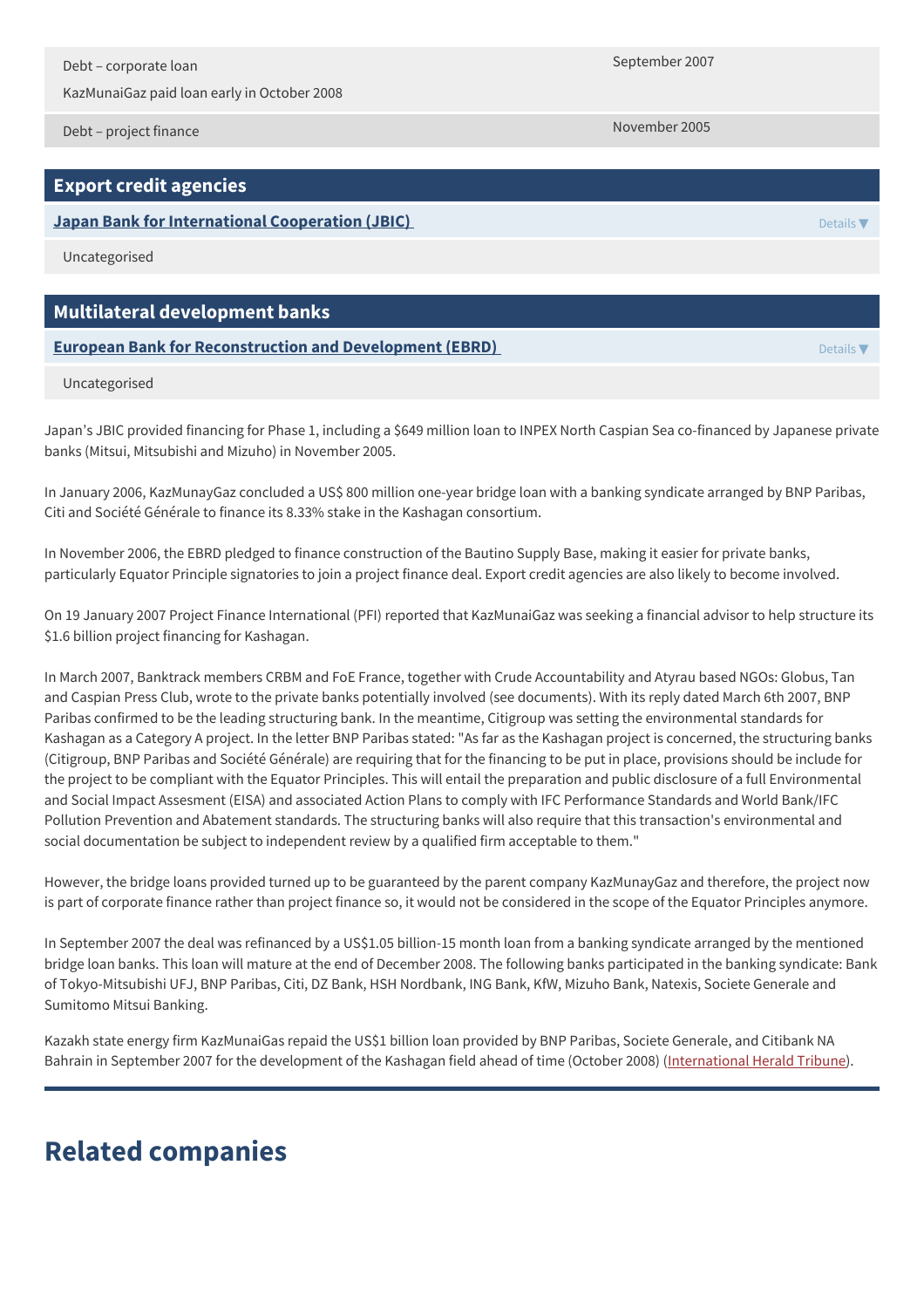| | |
|---|---|
| Debt – corporate loan<br>KazMunaiGaz paid loan early in October 2008 | September 2007 |
| Debt – project finance | November 2005 |

## Export credit agencies

**Japan Bank for International Cooperation (JBIC)** Details ▼

Uncategorised

## Multilateral development banks

**European Bank for Reconstruction and Development (EBRD)** Details ▼

Uncategorised

Japan's JBIC provided financing for Phase 1, including a $649 million loan to INPEX North Caspian Sea co-financed by Japanese private banks (Mitsui, Mitsubishi and Mizuho) in November 2005.

In January 2006, KazMunayGaz concluded a US$ 800 million one-year bridge loan with a banking syndicate arranged by BNP Paribas, Citi and Société Générale to finance its 8.33% stake in the Kashagan consortium.

In November 2006, the EBRD pledged to finance construction of the Bautino Supply Base, making it easier for private banks, particularly Equator Principle signatories to join a project finance deal. Export credit agencies are also likely to become involved.

On 19 January 2007 Project Finance International (PFI) reported that KazMunaiGaz was seeking a financial advisor to help structure its $1.6 billion project financing for Kashagan.

In March 2007, Banktrack members CRBM and FoE France, together with Crude Accountability and Atyrau based NGOs: Globus, Tan and Caspian Press Club, wrote to the private banks potentially involved (see documents). With its reply dated March 6th 2007, BNP Paribas confirmed to be the leading structuring bank. In the meantime, Citigroup was setting the environmental standards for Kashagan as a Category A project. In the letter BNP Paribas stated: "As far as the Kashagan project is concerned, the structuring banks (Citigroup, BNP Paribas and Société Générale) are requiring that for the financing to be put in place, provisions should be include for the project to be compliant with the Equator Principles. This will entail the preparation and public disclosure of a full Environmental and Social Impact Assesment (EISA) and associated Action Plans to comply with IFC Performance Standards and World Bank/IFC Pollution Prevention and Abatement standards. The structuring banks will also require that this transaction's environmental and social documentation be subject to independent review by a qualified firm acceptable to them."

However, the bridge loans provided turned up to be guaranteed by the parent company KazMunayGaz and therefore, the project now is part of corporate finance rather than project finance so, it would not be considered in the scope of the Equator Principles anymore.

In September 2007 the deal was refinanced by a US$1.05 billion-15 month loan from a banking syndicate arranged by the mentioned bridge loan banks. This loan will mature at the end of December 2008. The following banks participated in the banking syndicate: Bank of Tokyo-Mitsubishi UFJ, BNP Paribas, Citi, DZ Bank, HSH Nordbank, ING Bank, KfW, Mizuho Bank, Natexis, Societe Generale and Sumitomo Mitsui Banking.

Kazakh state energy firm KazMunaiGas repaid the US$1 billion loan provided by BNP Paribas, Societe Generale, and Citibank NA Bahrain in September 2007 for the development of the Kashagan field ahead of time (October 2008) (International Herald Tribune).

# Related companies